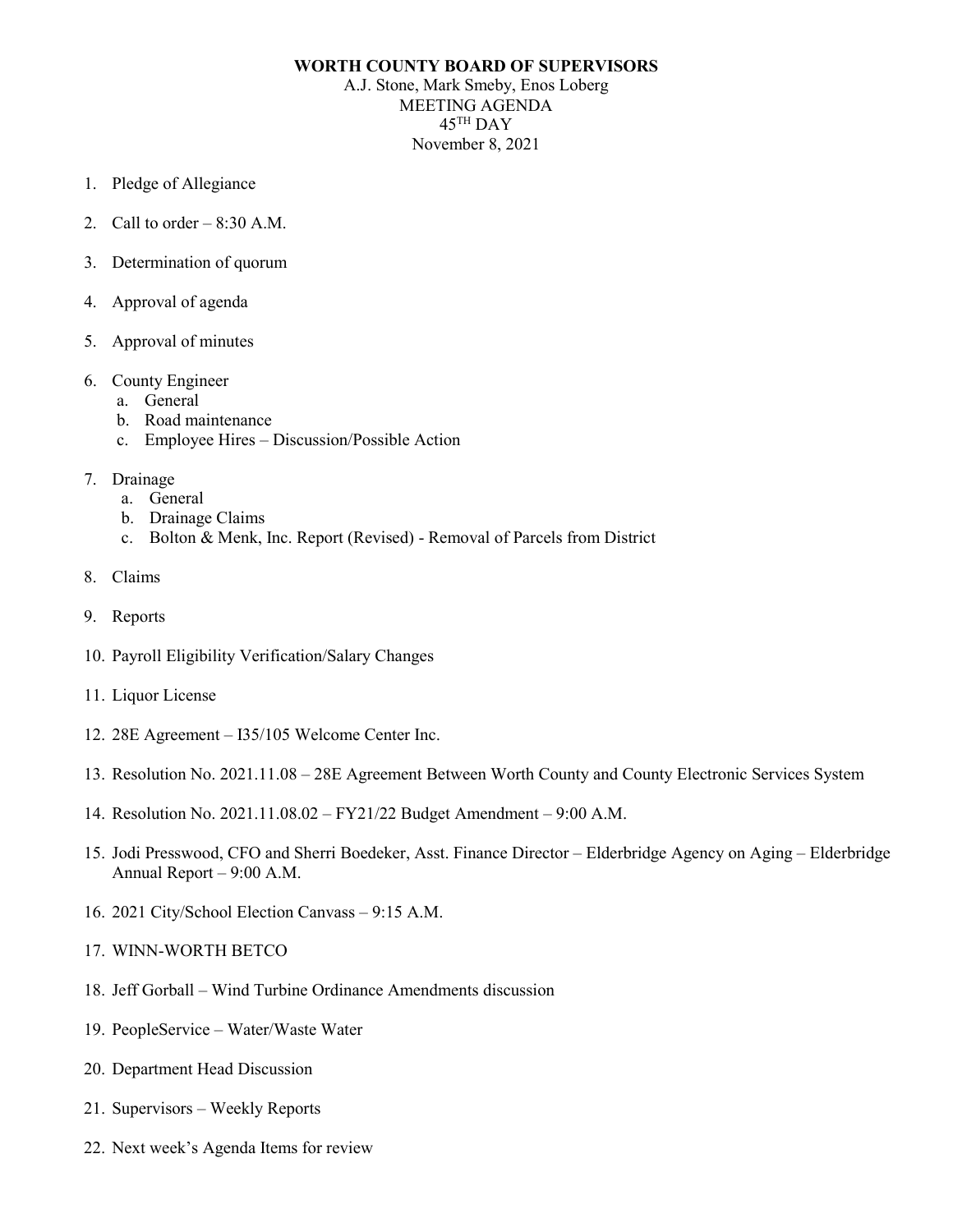**WORTH COUNTY BOARD OF SUPERVISORS**

A.J. Stone, Mark Smeby, Enos Loberg

MEETING AGENDA

45TH DAY

November 8, 2021

1. Pledge of Allegiance
2. Call to order – 8:30 A.M.
3. Determination of quorum
4. Approval of agenda
5. Approval of minutes
6. County Engineer
   a. General
   b. Road maintenance
   c. Employee Hires – Discussion/Possible Action
7. Drainage
   a. General
   b. Drainage Claims
   c. Bolton & Menk, Inc. Report (Revised) - Removal of Parcels from District
8. Claims
9. Reports
10. Payroll Eligibility Verification/Salary Changes
11. Liquor License
12. 28E Agreement – I35/105 Welcome Center Inc.
13. Resolution No. 2021.11.08 – 28E Agreement Between Worth County and County Electronic Services System
14. Resolution No. 2021.11.08.02 – FY21/22 Budget Amendment – 9:00 A.M.
15. Jodi Presswood, CFO and Sherri Boedeker, Asst. Finance Director – Elderbridge Agency on Aging – Elderbridge Annual Report – 9:00 A.M.
16. 2021 City/School Election Canvass – 9:15 A.M.
17. WINN-WORTH BETCO
18. Jeff Gorball – Wind Turbine Ordinance Amendments discussion
19. PeopleService – Water/Waste Water
20. Department Head Discussion
21. Supervisors – Weekly Reports
22. Next week's Agenda Items for review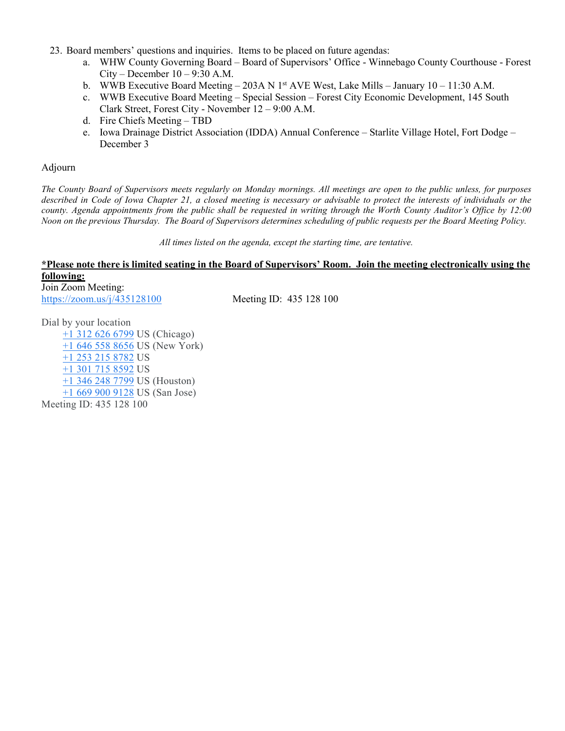23. Board members' questions and inquiries. Items to be placed on future agendas:
    a. WHW County Governing Board – Board of Supervisors' Office - Winnebago County Courthouse - Forest City – December 10 – 9:30 A.M.
    b. WWB Executive Board Meeting – 203A N 1st AVE West, Lake Mills – January 10 – 11:30 A.M.
    c. WWB Executive Board Meeting – Special Session – Forest City Economic Development, 145 South Clark Street, Forest City - November 12 – 9:00 A.M.
    d. Fire Chiefs Meeting – TBD
    e. Iowa Drainage District Association (IDDA) Annual Conference – Starlite Village Hotel, Fort Dodge – December 3

Adjourn

*The County Board of Supervisors meets regularly on Monday mornings. All meetings are open to the public unless, for purposes described in Code of Iowa Chapter 21, a closed meeting is necessary or advisable to protect the interests of individuals or the county. Agenda appointments from the public shall be requested in writing through the Worth County Auditor's Office by 12:00 Noon on the previous Thursday. The Board of Supervisors determines scheduling of public requests per the Board Meeting Policy.*

*All times listed on the agenda, except the starting time, are tentative.*

**\*Please note there is limited seating in the Board of Supervisors' Room. Join the meeting electronically using the following:**

Join Zoom Meeting:
https://zoom.us/j/435128100 Meeting ID: 435 128 100

Dial by your location
- +1 312 626 6799 US (Chicago)
- +1 646 558 8656 US (New York)
- +1 253 215 8782 US
- +1 301 715 8592 US
- +1 346 248 7799 US (Houston)
- +1 669 900 9128 US (San Jose)

Meeting ID: 435 128 100